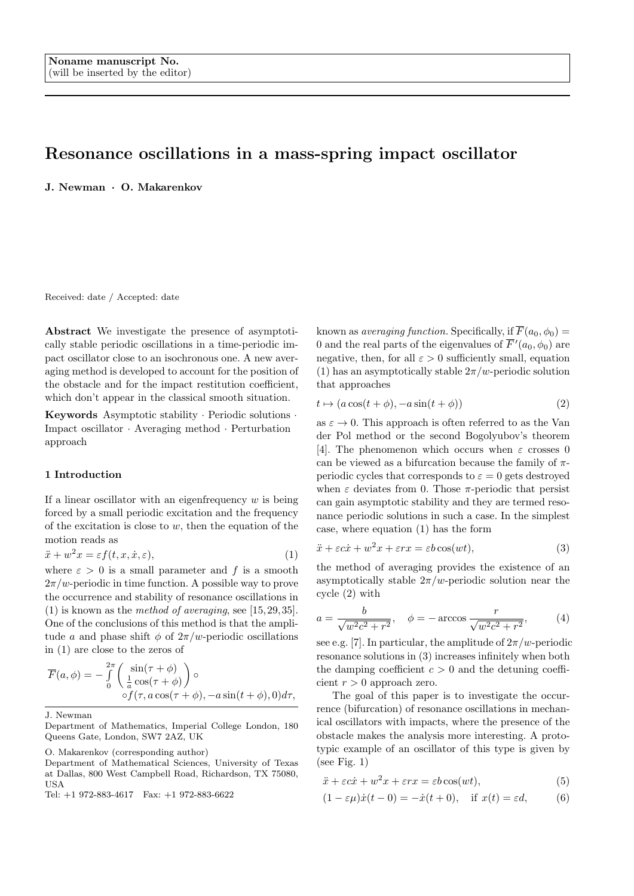Noname manuscript No.
(will be inserted by the editor)

# Resonance oscillations in a mass-spring impact oscillator

**J. Newman · O. Makarenkov**

Received: date / Accepted: date

**Abstract** We investigate the presence of asymptotically stable periodic oscillations in a time-periodic impact oscillator close to an isochronous one. A new averaging method is developed to account for the position of the obstacle and for the impact restitution coefficient, which don't appear in the classical smooth situation.

**Keywords** Asymptotic stability · Periodic solutions · Impact oscillator · Averaging method · Perturbation approach

J. Newman
Department of Mathematics, Imperial College London, 180 Queens Gate, London, SW7 2AZ, UK

O. Makarenkov (corresponding author)
Department of Mathematical Sciences, University of Texas at Dallas, 800 West Campbell Road, Richardson, TX 75080, USA
Tel: +1 972-883-4617 Fax: +1 972-883-6622

## 1 Introduction

If a linear oscillator with an eigenfrequency $w$ is being forced by a small periodic excitation and the frequency of the excitation is close to $w$, then the equation of the motion reads as

$$\ddot{x} + w^2 x = \varepsilon f(t, x, \dot{x}, \varepsilon), \tag{1}$$

where $\varepsilon > 0$ is a small parameter and $f$ is a smooth $2\pi/w$-periodic in time function. A possible way to prove the occurrence and stability of resonance oscillations in (1) is known as the *method of averaging*, see [15, 29, 35]. One of the conclusions of this method is that the amplitude $a$ and phase shift $\phi$ of $2\pi/w$-periodic oscillations in (1) are close to the zeros of

$$\overline{F}(a,\phi) = -\int_0^{2\pi} \begin{pmatrix} \sin(\tau+\phi) \\ \frac{1}{a}\cos(\tau+\phi) \end{pmatrix} \circ \\ \circ f(\tau, a\cos(\tau+\phi), -a\sin(t+\phi), 0)d\tau,$$

known as *averaging function*. Specifically, if $\overline{F}(a_0,\phi_0) = 0$ and the real parts of the eigenvalues of $\overline{F}'(a_0,\phi_0)$ are negative, then, for all $\varepsilon > 0$ sufficiently small, equation (1) has an asymptotically stable $2\pi/w$-periodic solution that approaches

$$t \mapsto (a\cos(t+\phi), -a\sin(t+\phi)) \tag{2}$$

as $\varepsilon \to 0$. This approach is often referred to as the Van der Pol method or the second Bogolyubov's theorem [4]. The phenomenon which occurs when $\varepsilon$ crosses 0 can be viewed as a bifurcation because the family of $\pi$-periodic cycles that corresponds to $\varepsilon = 0$ gets destroyed when $\varepsilon$ deviates from 0. Those $\pi$-periodic that persist can gain asymptotic stability and they are termed resonance periodic solutions in such a case. In the simplest case, where equation (1) has the form

$$\ddot{x} + \varepsilon c\dot{x} + w^2 x + \varepsilon r x = \varepsilon b\cos(wt), \tag{3}$$

the method of averaging provides the existence of an asymptotically stable $2\pi/w$-periodic solution near the cycle (2) with

$$a = \frac{b}{\sqrt{w^2c^2 + r^2}}, \quad \phi = -\arccos\frac{r}{\sqrt{w^2c^2 + r^2}}, \tag{4}$$

see e.g. [7]. In particular, the amplitude of $2\pi/w$-periodic resonance solutions in (3) increases infinitely when both the damping coefficient $c > 0$ and the detuning coefficient $r > 0$ approach zero.

The goal of this paper is to investigate the occurrence (bifurcation) of resonance oscillations in mechanical oscillators with impacts, where the presence of the obstacle makes the analysis more interesting. A prototypic example of an oscillator of this type is given by (see Fig. 1)

$$\ddot{x} + \varepsilon c\dot{x} + w^2 x + \varepsilon r x = \varepsilon b\cos(wt), \tag{5}$$

$$(1 - \varepsilon\mu)\dot{x}(t - 0) = -\dot{x}(t + 0), \quad \text{if } x(t) = \varepsilon d, \tag{6}$$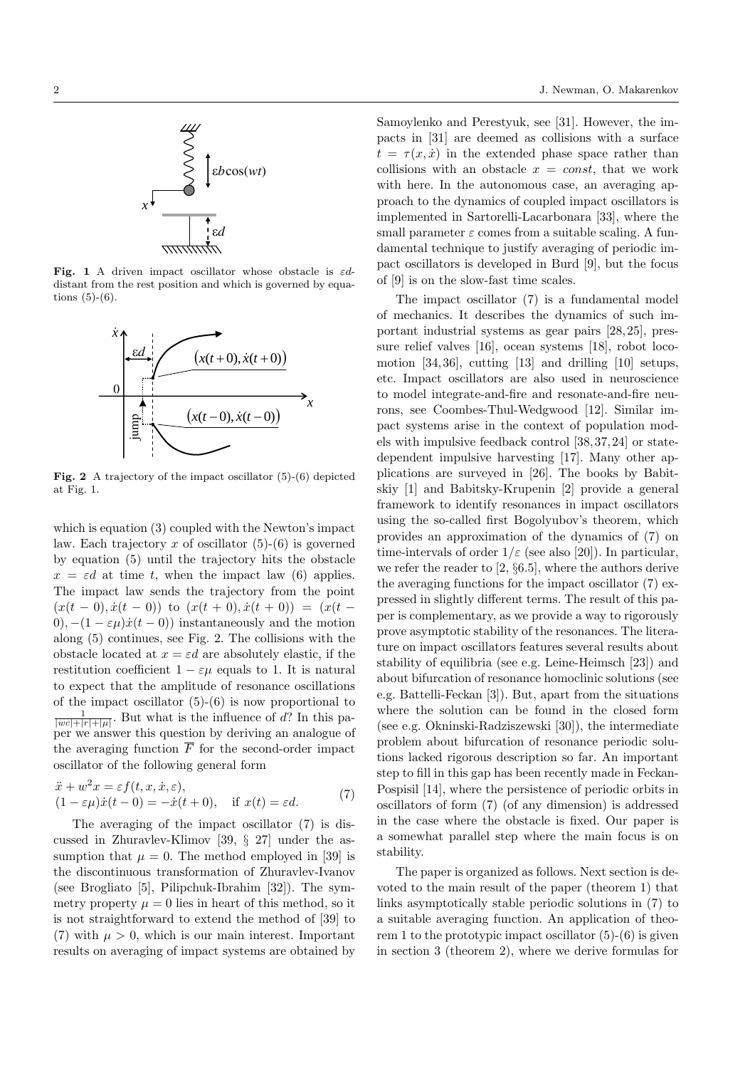**Fig. 1** A driven impact oscillator whose obstacle is $\varepsilon d$-distant from the rest position and which is governed by equations (5)-(6).

**Fig. 2** A trajectory of the impact oscillator (5)-(6) depicted at Fig. 1.

which is equation (3) coupled with the Newton's impact law. Each trajectory $x$ of oscillator (5)-(6) is governed by equation (5) until the trajectory hits the obstacle $x = \varepsilon d$ at time $t$, when the impact law (6) applies. The impact law sends the trajectory from the point $(x(t-0), \dot{x}(t-0))$ to $(x(t+0), \dot{x}(t+0)) = (x(t-0), -(1-\varepsilon\mu)\dot{x}(t-0))$ instantaneously and the motion along (5) continues, see Fig. 2. The collisions with the obstacle located at $x = \varepsilon d$ are absolutely elastic, if the restitution coefficient $1 - \varepsilon\mu$ equals to 1. It is natural to expect that the amplitude of resonance oscillations of the impact oscillator (5)-(6) is now proportional to $\frac{1}{|wc|+|r|+|\mu|}$. But what is the influence of $d$? In this paper we answer this question by deriving an analogue of the averaging function $\overline{F}$ for the second-order impact oscillator of the following general form

$$
\begin{aligned}
&\ddot{x} + w^2 x = \varepsilon f(t, x, \dot{x}, \varepsilon), \\
&(1-\varepsilon\mu)\dot{x}(t-0) = -\dot{x}(t+0), \quad \text{if } x(t) = \varepsilon d.
\end{aligned}
\tag{7}
$$

The averaging of the impact oscillator (7) is discussed in Zhuravlev-Klimov [39, § 27] under the assumption that $\mu = 0$. The method employed in [39] is the discontinuous transformation of Zhuravlev-Ivanov (see Brogliato [5], Pilipchuk-Ibrahim [32]). The symmetry property $\mu = 0$ lies in heart of this method, so it is not straightforward to extend the method of [39] to (7) with $\mu > 0$, which is our main interest. Important results on averaging of impact systems are obtained by Samoylenko and Perestyuk, see [31]. However, the impacts in [31] are deemed as collisions with a surface $t = \tau(x, \dot{x})$ in the extended phase space rather than collisions with an obstacle $x = const$, that we work with here. In the autonomous case, an averaging approach to the dynamics of coupled impact oscillators is implemented in Sartorelli-Lacarbonara [33], where the small parameter $\varepsilon$ comes from a suitable scaling. A fundamental technique to justify averaging of periodic impact oscillators is developed in Burd [9], but the focus of [9] is on the slow-fast time scales.

The impact oscillator (7) is a fundamental model of mechanics. It describes the dynamics of such important industrial systems as gear pairs [28,25], pressure relief valves [16], ocean systems [18], robot locomotion [34,36], cutting [13] and drilling [10] setups, etc. Impact oscillators are also used in neuroscience to model integrate-and-fire and resonate-and-fire neurons, see Coombes-Thul-Wedgwood [12]. Similar impact systems arise in the context of population models with impulsive feedback control [38,37,24] or state-dependent impulsive harvesting [17]. Many other applications are surveyed in [26]. The books by Babitskiy [1] and Babitsky-Krupenin [2] provide a general framework to identify resonances in impact oscillators using the so-called first Bogolyubov's theorem, which provides an approximation of the dynamics of (7) on time-intervals of order $1/\varepsilon$ (see also [20]). In particular, we refer the reader to [2, §6.5], where the authors derive the averaging functions for the impact oscillator (7) expressed in slightly different terms. The result of this paper is complementary, as we provide a way to rigorously prove asymptotic stability of the resonances. The literature on impact oscillators features several results about stability of equilibria (see e.g. Leine-Heimsch [23]) and about bifurcation of resonance homoclinic solutions (see e.g. Battelli-Feckan [3]). But, apart from the situations where the solution can be found in the closed form (see e.g. Okninski-Radziszewski [30]), the intermediate problem about bifurcation of resonance periodic solutions lacked rigorous description so far. An important step to fill in this gap has been recently made in Feckan-Pospisil [14], where the persistence of periodic orbits in oscillators of form (7) (of any dimension) is addressed in the case where the obstacle is fixed. Our paper is a somewhat parallel step where the main focus is on stability.

The paper is organized as follows. Next section is devoted to the main result of the paper (theorem 1) that links asymptotically stable periodic solutions in (7) to a suitable averaging function. An application of theorem 1 to the prototypic impact oscillator (5)-(6) is given in section 3 (theorem 2), where we derive formulas for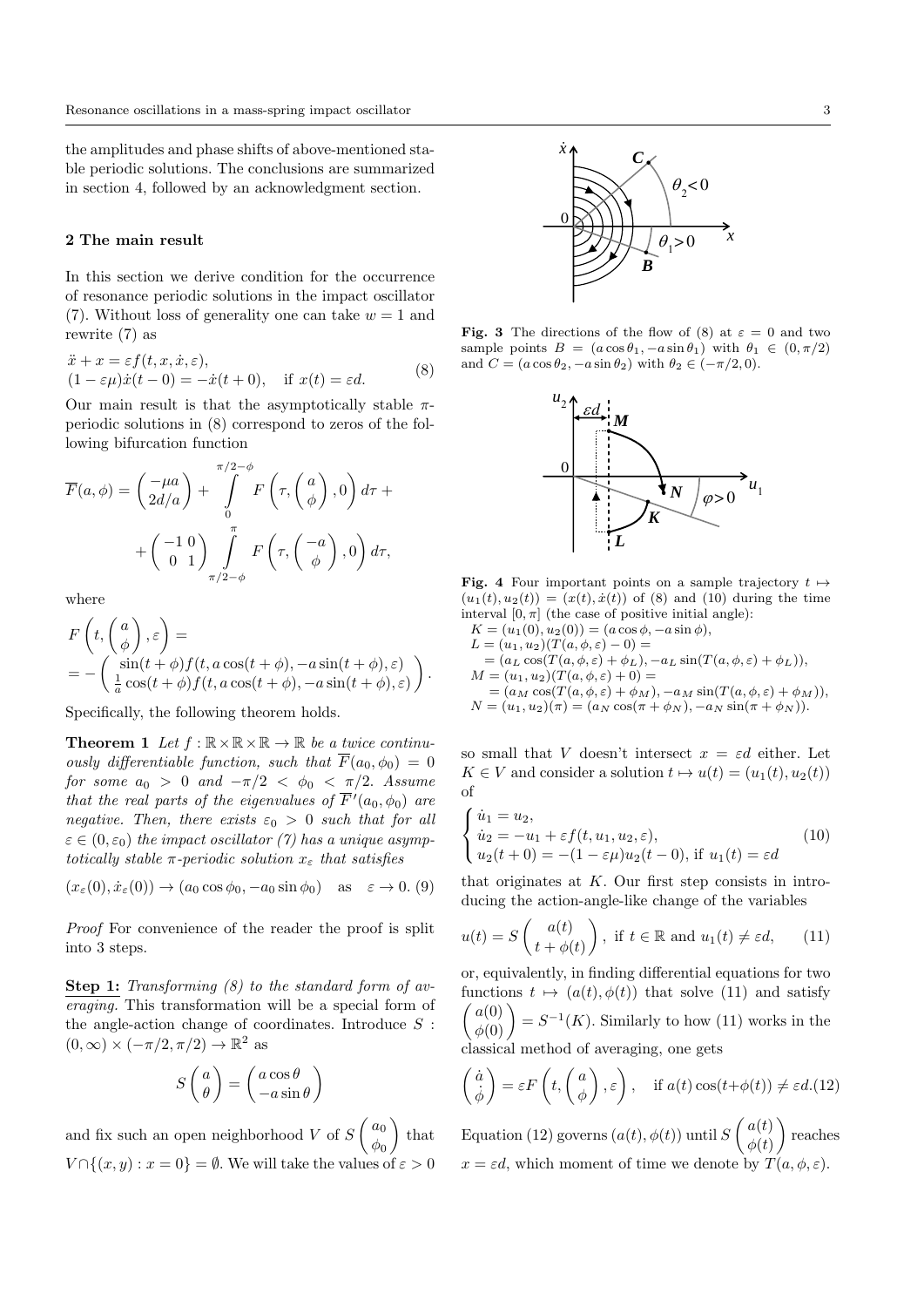the amplitudes and phase shifts of above-mentioned stable periodic solutions. The conclusions are summarized in section 4, followed by an acknowledgment section.

## 2 The main result

In this section we derive condition for the occurrence of resonance periodic solutions in the impact oscillator (7). Without loss of generality one can take $w = 1$ and rewrite (7) as

$$
\begin{aligned}
&\ddot{x} + x = \varepsilon f(t, x, \dot{x}, \varepsilon), \\
&(1 - \varepsilon\mu)\dot{x}(t - 0) = -\dot{x}(t + 0), \quad \text{if } x(t) = \varepsilon d.
\end{aligned}
\tag{8}
$$

Our main result is that the asymptotically stable $\pi$-periodic solutions in (8) correspond to zeros of the following bifurcation function

$$
\overline{F}(a, \phi) = \begin{pmatrix} -\mu a \\ 2d/a \end{pmatrix} + \int\limits_0^{\pi/2-\phi} F\left(\tau, \begin{pmatrix} a \\ \phi \end{pmatrix}, 0\right) d\tau + + \begin{pmatrix} -1 & 0 \\ 0 & 1 \end{pmatrix} \int\limits_{\pi/2-\phi}^{\pi} F\left(\tau, \begin{pmatrix} -a \\ \phi \end{pmatrix}, 0\right) d\tau,
$$

where

$$
F\left(t, \begin{pmatrix} a \\ \phi \end{pmatrix}, \varepsilon\right) = = -\begin{pmatrix} \sin(t+\phi) f(t, a\cos(t+\phi), -a\sin(t+\phi), \varepsilon) \\ \frac{1}{a}\cos(t+\phi) f(t, a\cos(t+\phi), -a\sin(t+\phi), \varepsilon) \end{pmatrix}.
$$

Specifically, the following theorem holds.

**Theorem 1** *Let $f : \mathbb{R} \times \mathbb{R} \times \mathbb{R} \to \mathbb{R}$ be a twice continuously differentiable function, such that $\overline{F}(a_0, \phi_0) = 0$ for some $a_0 > 0$ and $-\pi/2 < \phi_0 < \pi/2$. Assume that the real parts of the eigenvalues of $\overline{F}'(a_0, \phi_0)$ are negative. Then, there exists $\varepsilon_0 > 0$ such that for all $\varepsilon \in (0, \varepsilon_0)$ the impact oscillator (7) has a unique asymptotically stable $\pi$-periodic solution $x_\varepsilon$ that satisfies*

$$
(x_\varepsilon(0), \dot{x}_\varepsilon(0)) \to (a_0\cos\phi_0, -a_0\sin\phi_0) \quad \text{as} \quad \varepsilon \to 0. \tag{9}
$$

*Proof* For convenience of the reader the proof is split into 3 steps.

**Step 1:** *Transforming (8) to the standard form of averaging.* This transformation will be a special form of the angle-action change of coordinates. Introduce $S : (0, \infty) \times (-\pi/2, \pi/2) \to \mathbb{R}^2$ as

$$
S\begin{pmatrix} a \\ \theta \end{pmatrix} = \begin{pmatrix} a\cos\theta \\ -a\sin\theta \end{pmatrix}
$$

and fix such an open neighborhood $V$ of $S\begin{pmatrix} a_0 \\ \phi_0 \end{pmatrix}$ that $V \cap \{(x, y) : x = 0\} = \emptyset$. We will take the values of $\varepsilon > 0$ so small that $V$ doesn't intersect $x = \varepsilon d$ either. Let $K \in V$ and consider a solution $t \mapsto u(t) = (u_1(t), u_2(t))$ of

$$
\begin{cases}
\dot{u}_1 = u_2, \\
\dot{u}_2 = -u_1 + \varepsilon f(t, u_1, u_2, \varepsilon), \\
u_2(t+0) = -(1-\varepsilon\mu)u_2(t-0), \text{ if } u_1(t) = \varepsilon d
\end{cases}
\tag{10}
$$

that originates at $K$. Our first step consists in introducing the action-angle-like change of the variables

$$
u(t) = S\begin{pmatrix} a(t) \\ t + \phi(t) \end{pmatrix}, \text{ if } t \in \mathbb{R} \text{ and } u_1(t) \neq \varepsilon d, \tag{11}
$$

or, equivalently, in finding differential equations for two functions $t \mapsto (a(t), \phi(t))$ that solve (11) and satisfy $\begin{pmatrix} a(0) \\ \phi(0) \end{pmatrix} = S^{-1}(K)$. Similarly to how (11) works in the classical method of averaging, one gets

$$
\begin{pmatrix} \dot{a} \\ \dot{\phi} \end{pmatrix} = \varepsilon F\left(t, \begin{pmatrix} a \\ \phi \end{pmatrix}, \varepsilon\right), \quad \text{if } a(t)\cos(t+\phi(t)) \neq \varepsilon d. \tag{12}
$$

Equation (12) governs $(a(t), \phi(t))$ until $S\begin{pmatrix} a(t) \\ \phi(t) \end{pmatrix}$ reaches $x = \varepsilon d$, which moment of time we denote by $T(a, \phi, \varepsilon)$.

**Fig. 3** The directions of the flow of (8) at $\varepsilon = 0$ and two sample points $B = (a\cos\theta_1, -a\sin\theta_1)$ with $\theta_1 \in (0, \pi/2)$ and $C = (a\cos\theta_2, -a\sin\theta_2)$ with $\theta_2 \in (-\pi/2, 0)$.

**Fig. 4** Four important points on a sample trajectory $t \mapsto (u_1(t), u_2(t)) = (x(t), \dot{x}(t))$ of (8) and (10) during the time interval $[0, \pi]$ (the case of positive initial angle):
$K = (u_1(0), u_2(0)) = (a\cos\phi, -a\sin\phi)$,
$L = (u_1, u_2)(T(a, \phi, \varepsilon) - 0) = (a_L\cos(T(a, \phi, \varepsilon) + \phi_L), -a_L\sin(T(a, \phi, \varepsilon) + \phi_L))$,
$M = (u_1, u_2)(T(a, \phi, \varepsilon) + 0) = (a_M\cos(T(a, \phi, \varepsilon) + \phi_M), -a_M\sin(T(a, \phi, \varepsilon) + \phi_M))$,
$N = (u_1, u_2)(\pi) = (a_N\cos(\pi + \phi_N), -a_N\sin(\pi + \phi_N))$.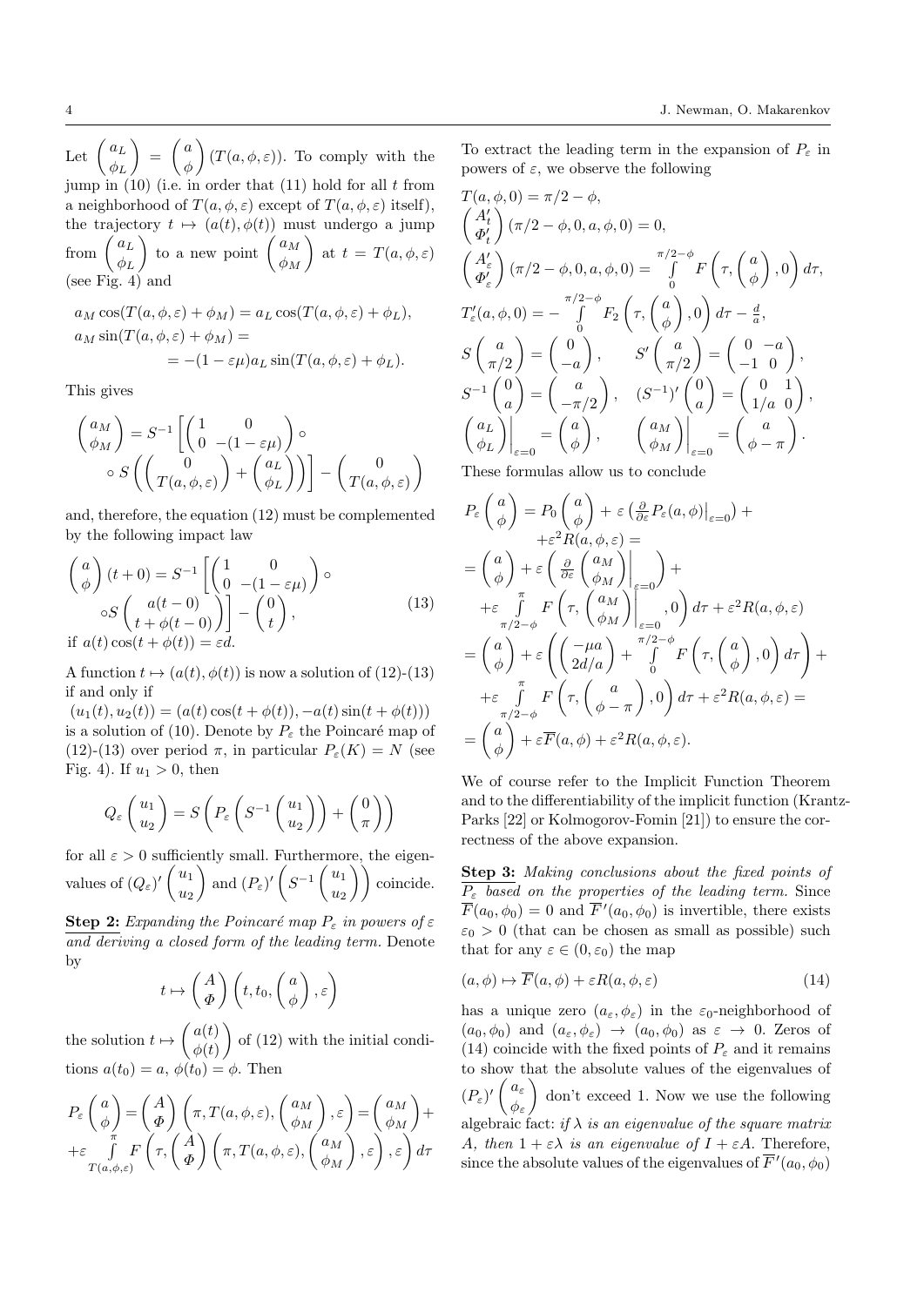Let $\begin{pmatrix} a_L \\ \phi_L \end{pmatrix} = \begin{pmatrix} a \\ \phi \end{pmatrix}(T(a,\phi,\varepsilon))$. To comply with the jump in (10) (i.e. in order that (11) hold for all $t$ from a neighborhood of $T(a,\phi,\varepsilon)$ except of $T(a,\phi,\varepsilon)$ itself), the trajectory $t \mapsto (a(t),\phi(t))$ must undergo a jump from $\begin{pmatrix} a_L \\ \phi_L \end{pmatrix}$ to a new point $\begin{pmatrix} a_M \\ \phi_M \end{pmatrix}$ at $t = T(a,\phi,\varepsilon)$ (see Fig. 4) and

$$
\begin{aligned}
& a_M \cos(T(a,\phi,\varepsilon) + \phi_M) = a_L \cos(T(a,\phi,\varepsilon) + \phi_L), \\
& a_M \sin(T(a,\phi,\varepsilon) + \phi_M) = \\
& \qquad = -(1-\varepsilon\mu) a_L \sin(T(a,\phi,\varepsilon) + \phi_L).
\end{aligned}
$$

This gives

$$
\begin{pmatrix} a_M \\ \phi_M \end{pmatrix} = S^{-1}\left[\begin{pmatrix} 1 & 0 \\ 0 & -(1-\varepsilon\mu) \end{pmatrix} \circ \right. \\
\left. \circ\, S\left(\begin{pmatrix} 0 \\ T(a,\phi,\varepsilon) \end{pmatrix} + \begin{pmatrix} a_L \\ \phi_L \end{pmatrix}\right)\right] - \begin{pmatrix} 0 \\ T(a,\phi,\varepsilon) \end{pmatrix}
$$

and, therefore, the equation (12) must be complemented by the following impact law

$$
\begin{pmatrix} a \\ \phi \end{pmatrix}(t+0) = S^{-1}\left[\begin{pmatrix} 1 & 0 \\ 0 & -(1-\varepsilon\mu) \end{pmatrix} \circ \right. \\
\left. \circ S \begin{pmatrix} a(t-0) \\ t + \phi(t-0) \end{pmatrix}\right] - \begin{pmatrix} 0 \\ t \end{pmatrix}, \tag{13}
$$
if $a(t)\cos(t+\phi(t)) = \varepsilon d$.

A function $t \mapsto (a(t),\phi(t))$ is now a solution of (12)-(13) if and only if

$(u_1(t), u_2(t)) = (a(t)\cos(t+\phi(t)), -a(t)\sin(t+\phi(t)))$ is a solution of (10). Denote by $P_\varepsilon$ the Poincaré map of (12)-(13) over period $\pi$, in particular $P_\varepsilon(K) = N$ (see Fig. 4). If $u_1 > 0$, then

$$
Q_\varepsilon \begin{pmatrix} u_1 \\ u_2 \end{pmatrix} = S\left(P_\varepsilon\left(S^{-1}\begin{pmatrix} u_1 \\ u_2 \end{pmatrix}\right) + \begin{pmatrix} 0 \\ \pi \end{pmatrix}\right)
$$

for all $\varepsilon > 0$ sufficiently small. Furthermore, the eigenvalues of $(Q_\varepsilon)'\begin{pmatrix} u_1 \\ u_2 \end{pmatrix}$ and $(P_\varepsilon)'\left(S^{-1}\begin{pmatrix} u_1 \\ u_2 \end{pmatrix}\right)$ coincide.

**Step 2:** *Expanding the Poincaré map $P_\varepsilon$ in powers of $\varepsilon$ and deriving a closed form of the leading term.* Denote by

$$
t \mapsto \begin{pmatrix} A \\ \Phi \end{pmatrix}\left(t, t_0, \begin{pmatrix} a \\ \phi \end{pmatrix}, \varepsilon\right)
$$

the solution $t \mapsto \begin{pmatrix} a(t) \\ \phi(t) \end{pmatrix}$ of (12) with the initial conditions $a(t_0) = a$, $\phi(t_0) = \phi$. Then

$$
P_\varepsilon\begin{pmatrix} a \\ \phi \end{pmatrix} = \begin{pmatrix} A \\ \Phi \end{pmatrix}\left(\pi, T(a,\phi,\varepsilon), \begin{pmatrix} a_M \\ \phi_M \end{pmatrix}, \varepsilon\right) = \begin{pmatrix} a_M \\ \phi_M \end{pmatrix} + \\
+ \varepsilon \int\limits_{T(a,\phi,\varepsilon)}^{\pi} F\left(\tau, \begin{pmatrix} A \\ \Phi \end{pmatrix}\left(\pi, T(a,\phi,\varepsilon), \begin{pmatrix} a_M \\ \phi_M \end{pmatrix}, \varepsilon\right), \varepsilon\right) d\tau
$$

To extract the leading term in the expansion of $P_\varepsilon$ in powers of $\varepsilon$, we observe the following

$$
\begin{aligned}
& T(a,\phi,0) = \pi/2 - \phi, \\
& \begin{pmatrix} A_t' \\ \Phi_t' \end{pmatrix}(\pi/2-\phi, 0, a, \phi, 0) = 0, \\
& \begin{pmatrix} A_\varepsilon' \\ \Phi_\varepsilon' \end{pmatrix}(\pi/2-\phi, 0, a, \phi, 0) = \int\limits_0^{\pi/2-\phi} F\left(\tau, \begin{pmatrix} a \\ \phi \end{pmatrix}, 0\right) d\tau, \\
& T_\varepsilon'(a,\phi,0) = -\int\limits_0^{\pi/2-\phi} F_2\left(\tau, \begin{pmatrix} a \\ \phi \end{pmatrix}, 0\right) d\tau - \tfrac{d}{a}, \\
& S\begin{pmatrix} a \\ \pi/2 \end{pmatrix} = \begin{pmatrix} 0 \\ -a \end{pmatrix}, \qquad S'\begin{pmatrix} a \\ \pi/2 \end{pmatrix} = \begin{pmatrix} 0 & -a \\ -1 & 0 \end{pmatrix}, \\
& S^{-1}\begin{pmatrix} 0 \\ a \end{pmatrix} = \begin{pmatrix} a \\ -\pi/2 \end{pmatrix}, \quad (S^{-1})'\begin{pmatrix} 0 \\ a \end{pmatrix} = \begin{pmatrix} 0 & 1 \\ 1/a & 0 \end{pmatrix}, \\
& \left.\begin{pmatrix} a_L \\ \phi_L \end{pmatrix}\right|_{\varepsilon=0} = \begin{pmatrix} a \\ \phi \end{pmatrix}, \qquad \left.\begin{pmatrix} a_M \\ \phi_M \end{pmatrix}\right|_{\varepsilon=0} = \begin{pmatrix} a \\ \phi - \pi \end{pmatrix}.
\end{aligned}
$$

These formulas allow us to conclude

$$
\begin{aligned}
P_\varepsilon\begin{pmatrix} a \\ \phi \end{pmatrix} &= P_0\begin{pmatrix} a \\ \phi \end{pmatrix} + \varepsilon\left(\tfrac{\partial}{\partial\varepsilon} P_\varepsilon(a,\phi)\big|_{\varepsilon=0}\right) + \\
&\quad + \varepsilon^2 R(a,\phi,\varepsilon) = \\
&= \begin{pmatrix} a \\ \phi \end{pmatrix} + \varepsilon\left(\tfrac{\partial}{\partial\varepsilon}\left.\begin{pmatrix} a_M \\ \phi_M \end{pmatrix}\right|_{\varepsilon=0}\right) + \\
&\quad + \varepsilon \int\limits_{\pi/2-\phi}^{\pi} F\left(\tau, \left.\begin{pmatrix} a_M \\ \phi_M \end{pmatrix}\right|_{\varepsilon=0}, 0\right) d\tau + \varepsilon^2 R(a,\phi,\varepsilon) \\
&= \begin{pmatrix} a \\ \phi \end{pmatrix} + \varepsilon\left(\begin{pmatrix} -\mu a \\ 2d/a \end{pmatrix} + \int\limits_0^{\pi/2-\phi} F\left(\tau, \begin{pmatrix} a \\ \phi \end{pmatrix}, 0\right) d\tau\right) + \\
&\quad + \varepsilon \int\limits_{\pi/2-\phi}^{\pi} F\left(\tau, \begin{pmatrix} a \\ \phi - \pi \end{pmatrix}, 0\right) d\tau + \varepsilon^2 R(a,\phi,\varepsilon) = \\
&= \begin{pmatrix} a \\ \phi \end{pmatrix} + \varepsilon \overline{F}(a,\phi) + \varepsilon^2 R(a,\phi,\varepsilon).
\end{aligned}
$$

We of course refer to the Implicit Function Theorem and to the differentiability of the implicit function (Krantz-Parks [22] or Kolmogorov-Fomin [21]) to ensure the correctness of the above expansion.

**Step 3:** *Making conclusions about the fixed points of $P_\varepsilon$ based on the properties of the leading term.* Since $\overline{F}(a_0,\phi_0) = 0$ and $\overline{F}'(a_0,\phi_0)$ is invertible, there exists $\varepsilon_0 > 0$ (that can be chosen as small as possible) such that for any $\varepsilon \in (0,\varepsilon_0)$ the map

$$
(a,\phi) \mapsto \overline{F}(a,\phi) + \varepsilon R(a,\phi,\varepsilon) \tag{14}
$$

has a unique zero $(a_\varepsilon,\phi_\varepsilon)$ in the $\varepsilon_0$-neighborhood of $(a_0,\phi_0)$ and $(a_\varepsilon,\phi_\varepsilon) \to (a_0,\phi_0)$ as $\varepsilon \to 0$. Zeros of (14) coincide with the fixed points of $P_\varepsilon$ and it remains to show that the absolute values of the eigenvalues of $(P_\varepsilon)'\begin{pmatrix} a_\varepsilon \\ \phi_\varepsilon \end{pmatrix}$ don't exceed 1. Now we use the following algebraic fact: *if $\lambda$ is an eigenvalue of the square matrix $A$, then $1+\varepsilon\lambda$ is an eigenvalue of $I+\varepsilon A$.* Therefore, since the absolute values of the eigenvalues of $\overline{F}'(a_0,\phi_0)$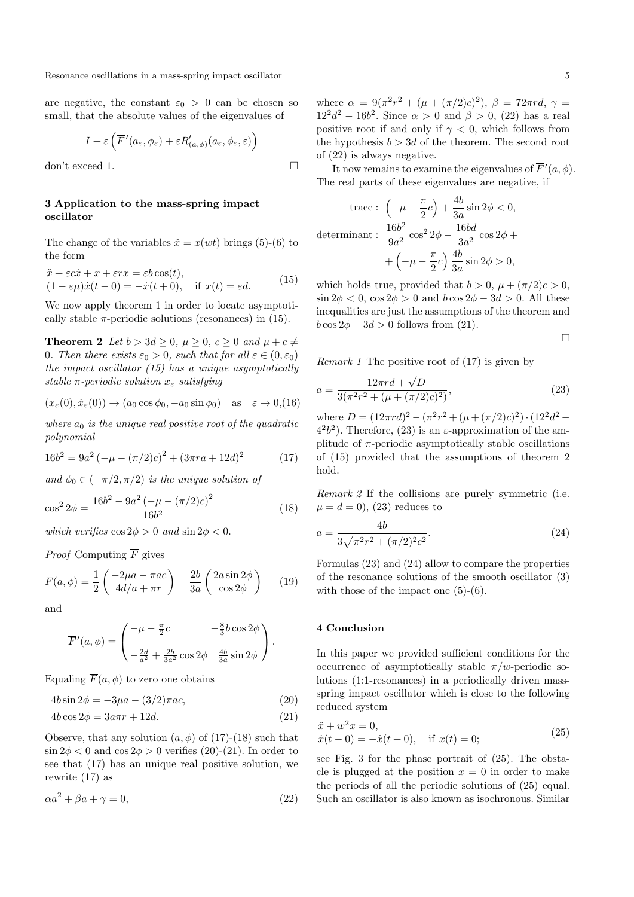are negative, the constant $\varepsilon_0 > 0$ can be chosen so small, that the absolute values of the eigenvalues of

$$I + \varepsilon\left(\overline{F}'(a_\varepsilon, \phi_\varepsilon) + \varepsilon R'_{(a,\phi)}(a_\varepsilon, \phi_\varepsilon, \varepsilon)\right)$$

don't exceed 1. □

## 3 Application to the mass-spring impact oscillator

The change of the variables $\tilde{x} = x(wt)$ brings (5)-(6) to the form

$$\begin{aligned}
&\ddot{x} + \varepsilon c\dot{x} + x + \varepsilon r x = \varepsilon b \cos(t), \\
&(1 - \varepsilon\mu)\dot{x}(t-0) = -\dot{x}(t+0), \quad \text{if } x(t) = \varepsilon d.
\end{aligned} \tag{15}$$

We now apply theorem 1 in order to locate asymptotically stable $\pi$-periodic solutions (resonances) in (15).

**Theorem 2** *Let $b > 3d \geq 0$, $\mu \geq 0$, $c \geq 0$ and $\mu + c \neq 0$. Then there exists $\varepsilon_0 > 0$, such that for all $\varepsilon \in (0, \varepsilon_0)$ the impact oscillator (15) has a unique asymptotically stable $\pi$-periodic solution $x_\varepsilon$ satisfying*

$$(x_\varepsilon(0), \dot{x}_\varepsilon(0)) \to (a_0 \cos\phi_0, -a_0 \sin\phi_0) \quad \text{as} \quad \varepsilon \to 0, \tag{16}$$

*where $a_0$ is the unique real positive root of the quadratic polynomial*

$$16b^2 = 9a^2\left(-\mu - (\pi/2)c\right)^2 + (3\pi r a + 12d)^2 \tag{17}$$

*and $\phi_0 \in (-\pi/2, \pi/2)$ is the unique solution of*

$$\cos^2 2\phi = \frac{16b^2 - 9a^2\left(-\mu - (\pi/2)c\right)^2}{16b^2} \tag{18}$$

*which verifies $\cos 2\phi > 0$ and $\sin 2\phi < 0$.*

*Proof* Computing $\overline{F}$ gives

$$\overline{F}(a, \phi) = \frac{1}{2}\begin{pmatrix} -2\mu a - \pi a c \\ 4d/a + \pi r \end{pmatrix} - \frac{2b}{3a}\begin{pmatrix} 2a \sin 2\phi \\ \cos 2\phi \end{pmatrix} \tag{19}$$

and

$$\overline{F}'(a, \phi) = \begin{pmatrix} -\mu - \frac{\pi}{2}c & -\frac{8}{3}b\cos 2\phi \\ -\frac{2d}{a^2} + \frac{2b}{3a^2}\cos 2\phi & \frac{4b}{3a}\sin 2\phi \end{pmatrix}.$$

Equaling $\overline{F}(a, \phi)$ to zero one obtains

$$4b\sin 2\phi = -3\mu a - (3/2)\pi a c, \tag{20}$$

$$4b\cos 2\phi = 3a\pi r + 12d. \tag{21}$$

Observe, that any solution $(a, \phi)$ of (17)-(18) such that $\sin 2\phi < 0$ and $\cos 2\phi > 0$ verifies (20)-(21). In order to see that (17) has an unique real positive solution, we rewrite (17) as

$$\alpha a^2 + \beta a + \gamma = 0, \tag{22}$$

where $\alpha = 9(\pi^2 r^2 + (\mu + (\pi/2)c)^2)$, $\beta = 72\pi r d$, $\gamma = 12^2 d^2 - 16b^2$. Since $\alpha > 0$ and $\beta > 0$, (22) has a real positive root if and only if $\gamma < 0$, which follows from the hypothesis $b > 3d$ of the theorem. The second root of (22) is always negative.

It now remains to examine the eigenvalues of $\overline{F}'(a, \phi)$. The real parts of these eigenvalues are negative, if

$$\begin{aligned}
\text{trace}: &\ \left(-\mu - \frac{\pi}{2}c\right) + \frac{4b}{3a}\sin 2\phi < 0, \\
\text{determinant}: &\ \frac{16b^2}{9a^2}\cos^2 2\phi - \frac{16bd}{3a^2}\cos 2\phi + \\
&+ \left(-\mu - \frac{\pi}{2}c\right)\frac{4b}{3a}\sin 2\phi > 0,
\end{aligned}$$

which holds true, provided that $b > 0$, $\mu + (\pi/2)c > 0$, $\sin 2\phi < 0$, $\cos 2\phi > 0$ and $b\cos 2\phi - 3d > 0$. All these inequalities are just the assumptions of the theorem and $b\cos 2\phi - 3d > 0$ follows from (21).

□

*Remark 1* The positive root of (17) is given by

$$a = \frac{-12\pi r d + \sqrt{D}}{3(\pi^2 r^2 + (\mu + (\pi/2)c)^2)}, \tag{23}$$

where $D = (12\pi r d)^2 - (\pi^2 r^2 + (\mu + (\pi/2)c)^2) \cdot (12^2 d^2 - 4^2 b^2)$. Therefore, (23) is an $\varepsilon$-approximation of the amplitude of $\pi$-periodic asymptotically stable oscillations of (15) provided that the assumptions of theorem 2 hold.

*Remark 2* If the collisions are purely symmetric (i.e. $\mu = d = 0$), (23) reduces to

$$a = \frac{4b}{3\sqrt{\pi^2 r^2 + (\pi/2)^2 c^2}}. \tag{24}$$

Formulas (23) and (24) allow to compare the properties of the resonance solutions of the smooth oscillator (3) with those of the impact one (5)-(6).

## 4 Conclusion

In this paper we provided sufficient conditions for the occurrence of asymptotically stable $\pi/w$-periodic solutions (1:1-resonances) in a periodically driven mass-spring impact oscillator which is close to the following reduced system

$$\begin{aligned}
&\ddot{x} + w^2 x = 0, \\
&\dot{x}(t-0) = -\dot{x}(t+0), \quad \text{if } x(t) = 0;
\end{aligned} \tag{25}$$

see Fig. 3 for the phase portrait of (25). The obstacle is plugged at the position $x = 0$ in order to make the periods of all the periodic solutions of (25) equal. Such an oscillator is also known as isochronous. Similar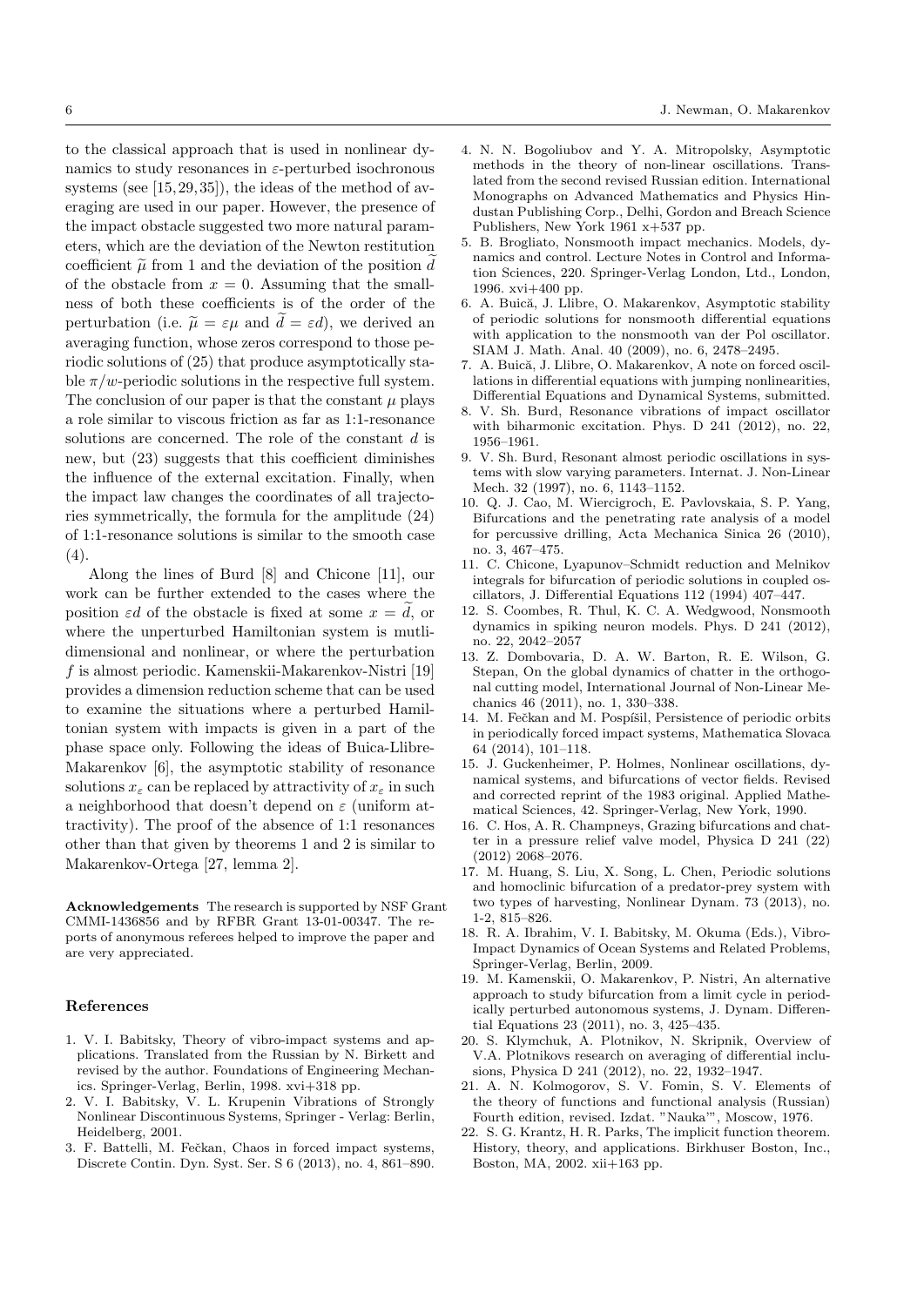to the classical approach that is used in nonlinear dynamics to study resonances in $\varepsilon$-perturbed isochronous systems (see [15,29,35]), the ideas of the method of averaging are used in our paper. However, the presence of the impact obstacle suggested two more natural parameters, which are the deviation of the Newton restitution coefficient $\widetilde{\mu}$ from 1 and the deviation of the position $\widetilde{d}$ of the obstacle from $x = 0$. Assuming that the smallness of both these coefficients is of the order of the perturbation (i.e. $\widetilde{\mu} = \varepsilon\mu$ and $\widetilde{d} = \varepsilon d$), we derived an averaging function, whose zeros correspond to those periodic solutions of (25) that produce asymptotically stable $\pi/w$-periodic solutions in the respective full system. The conclusion of our paper is that the constant $\mu$ plays a role similar to viscous friction as far as 1:1-resonance solutions are concerned. The role of the constant $d$ is new, but (23) suggests that this coefficient diminishes the influence of the external excitation. Finally, when the impact law changes the coordinates of all trajectories symmetrically, the formula for the amplitude (24) of 1:1-resonance solutions is similar to the smooth case (4).

Along the lines of Burd [8] and Chicone [11], our work can be further extended to the cases where the position $\varepsilon d$ of the obstacle is fixed at some $x = \widetilde{d}$, or where the unperturbed Hamiltonian system is mutlidimensional and nonlinear, or where the perturbation $f$ is almost periodic. Kamenskii-Makarenkov-Nistri [19] provides a dimension reduction scheme that can be used to examine the situations where a perturbed Hamiltonian system with impacts is given in a part of the phase space only. Following the ideas of Buica-Llibre-Makarenkov [6], the asymptotic stability of resonance solutions $x_\varepsilon$ can be replaced by attractivity of $x_\varepsilon$ in such a neighborhood that doesn't depend on $\varepsilon$ (uniform attractivity). The proof of the absence of 1:1 resonances other than that given by theorems 1 and 2 is similar to Makarenkov-Ortega [27, lemma 2].

**Acknowledgements** The research is supported by NSF Grant CMMI-1436856 and by RFBR Grant 13-01-00347. The reports of anonymous referees helped to improve the paper and are very appreciated.

## References

1. V. I. Babitsky, Theory of vibro-impact systems and applications. Translated from the Russian by N. Birkett and revised by the author. Foundations of Engineering Mechanics. Springer-Verlag, Berlin, 1998. xvi+318 pp.
2. V. I. Babitsky, V. L. Krupenin Vibrations of Strongly Nonlinear Discontinuous Systems, Springer - Verlag: Berlin, Heidelberg, 2001.
3. F. Battelli, M. Fečkan, Chaos in forced impact systems, Discrete Contin. Dyn. Syst. Ser. S 6 (2013), no. 4, 861–890.
4. N. N. Bogoliubov and Y. A. Mitropolsky, Asymptotic methods in the theory of non-linear oscillations. Translated from the second revised Russian edition. International Monographs on Advanced Mathematics and Physics Hindustan Publishing Corp., Delhi, Gordon and Breach Science Publishers, New York 1961 x+537 pp.
5. B. Brogliato, Nonsmooth impact mechanics. Models, dynamics and control. Lecture Notes in Control and Information Sciences, 220. Springer-Verlag London, Ltd., London, 1996. xvi+400 pp.
6. A. Buică, J. Llibre, O. Makarenkov, Asymptotic stability of periodic solutions for nonsmooth differential equations with application to the nonsmooth van der Pol oscillator. SIAM J. Math. Anal. 40 (2009), no. 6, 2478–2495.
7. A. Buică, J. Llibre, O. Makarenkov, A note on forced oscillations in differential equations with jumping nonlinearities, Differential Equations and Dynamical Systems, submitted.
8. V. Sh. Burd, Resonance vibrations of impact oscillator with biharmonic excitation. Phys. D 241 (2012), no. 22, 1956–1961.
9. V. Sh. Burd, Resonant almost periodic oscillations in systems with slow varying parameters. Internat. J. Non-Linear Mech. 32 (1997), no. 6, 1143–1152.
10. Q. J. Cao, M. Wiercigroch, E. Pavlovskaia, S. P. Yang, Bifurcations and the penetrating rate analysis of a model for percussive drilling, Acta Mechanica Sinica 26 (2010), no. 3, 467–475.
11. C. Chicone, Lyapunov–Schmidt reduction and Melnikov integrals for bifurcation of periodic solutions in coupled oscillators, J. Differential Equations 112 (1994) 407–447.
12. S. Coombes, R. Thul, K. C. A. Wedgwood, Nonsmooth dynamics in spiking neuron models. Phys. D 241 (2012), no. 22, 2042–2057
13. Z. Dombovaria, D. A. W. Barton, R. E. Wilson, G. Stepan, On the global dynamics of chatter in the orthogonal cutting model, International Journal of Non-Linear Mechanics 46 (2011), no. 1, 330–338.
14. M. Fečkan and M. Pospíšil, Persistence of periodic orbits in periodically forced impact systems, Mathematica Slovaca 64 (2014), 101–118.
15. J. Guckenheimer, P. Holmes, Nonlinear oscillations, dynamical systems, and bifurcations of vector fields. Revised and corrected reprint of the 1983 original. Applied Mathematical Sciences, 42. Springer-Verlag, New York, 1990.
16. C. Hos, A. R. Champneys, Grazing bifurcations and chatter in a pressure relief valve model, Physica D 241 (22) (2012) 2068–2076.
17. M. Huang, S. Liu, X. Song, L. Chen, Periodic solutions and homoclinic bifurcation of a predator-prey system with two types of harvesting, Nonlinear Dynam. 73 (2013), no. 1-2, 815–826.
18. R. A. Ibrahim, V. I. Babitsky, M. Okuma (Eds.), Vibro-Impact Dynamics of Ocean Systems and Related Problems, Springer-Verlag, Berlin, 2009.
19. M. Kamenskii, O. Makarenkov, P. Nistri, An alternative approach to study bifurcation from a limit cycle in periodically perturbed autonomous systems, J. Dynam. Differential Equations 23 (2011), no. 3, 425–435.
20. S. Klymchuk, A. Plotnikov, N. Skripnik, Overview of V.A. Plotnikovs research on averaging of differential inclusions, Physica D 241 (2012), no. 22, 1932–1947.
21. A. N. Kolmogorov, S. V. Fomin, S. V. Elements of the theory of functions and functional analysis (Russian) Fourth edition, revised. Izdat. "Nauka"', Moscow, 1976.
22. S. G. Krantz, H. R. Parks, The implicit function theorem. History, theory, and applications. Birkhuser Boston, Inc., Boston, MA, 2002. xii+163 pp.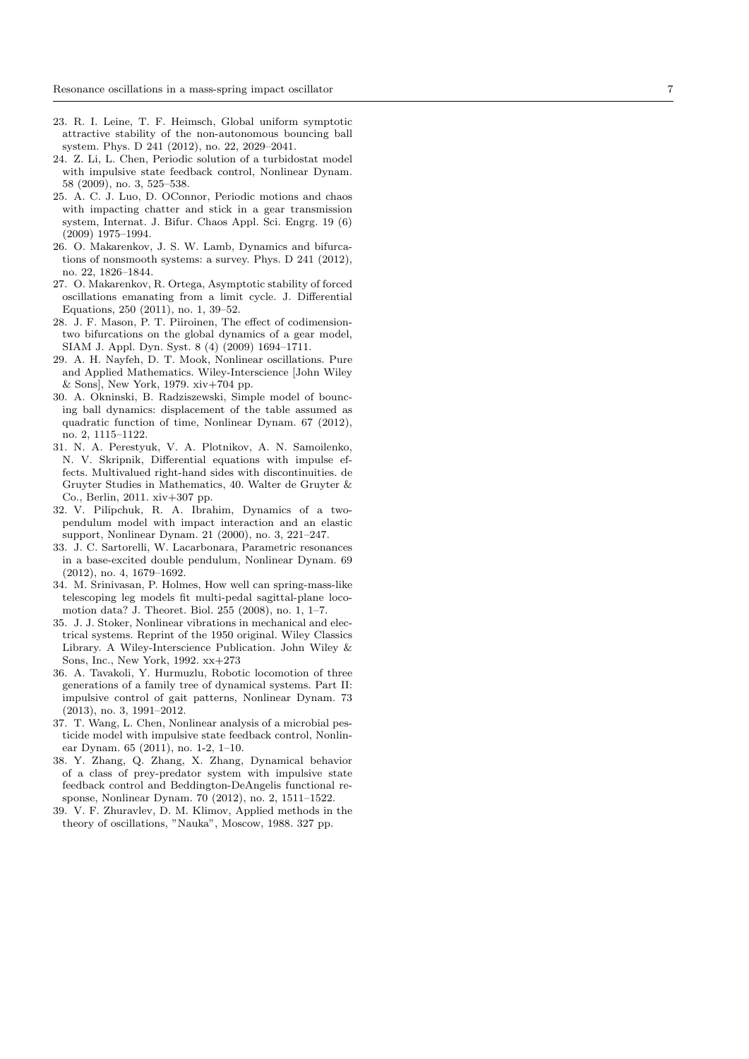23. R. I. Leine, T. F. Heimsch, Global uniform symptotic attractive stability of the non-autonomous bouncing ball system. Phys. D 241 (2012), no. 22, 2029–2041.
24. Z. Li, L. Chen, Periodic solution of a turbidostat model with impulsive state feedback control, Nonlinear Dynam. 58 (2009), no. 3, 525–538.
25. A. C. J. Luo, D. OConnor, Periodic motions and chaos with impacting chatter and stick in a gear transmission system, Internat. J. Bifur. Chaos Appl. Sci. Engrg. 19 (6) (2009) 1975–1994.
26. O. Makarenkov, J. S. W. Lamb, Dynamics and bifurcations of nonsmooth systems: a survey. Phys. D 241 (2012), no. 22, 1826–1844.
27. O. Makarenkov, R. Ortega, Asymptotic stability of forced oscillations emanating from a limit cycle. J. Differential Equations, 250 (2011), no. 1, 39–52.
28. J. F. Mason, P. T. Piiroinen, The effect of codimension-two bifurcations on the global dynamics of a gear model, SIAM J. Appl. Dyn. Syst. 8 (4) (2009) 1694–1711.
29. A. H. Nayfeh, D. T. Mook, Nonlinear oscillations. Pure and Applied Mathematics. Wiley-Interscience [John Wiley & Sons], New York, 1979. xiv+704 pp.
30. A. Okninski, B. Radziszewski, Simple model of bouncing ball dynamics: displacement of the table assumed as quadratic function of time, Nonlinear Dynam. 67 (2012), no. 2, 1115–1122.
31. N. A. Perestyuk, V. A. Plotnikov, A. N. Samoilenko, N. V. Skripnik, Differential equations with impulse effects. Multivalued right-hand sides with discontinuities. de Gruyter Studies in Mathematics, 40. Walter de Gruyter & Co., Berlin, 2011. xiv+307 pp.
32. V. Pilipchuk, R. A. Ibrahim, Dynamics of a two-pendulum model with impact interaction and an elastic support, Nonlinear Dynam. 21 (2000), no. 3, 221–247.
33. J. C. Sartorelli, W. Lacarbonara, Parametric resonances in a base-excited double pendulum, Nonlinear Dynam. 69 (2012), no. 4, 1679–1692.
34. M. Srinivasan, P. Holmes, How well can spring-mass-like telescoping leg models fit multi-pedal sagittal-plane locomotion data? J. Theoret. Biol. 255 (2008), no. 1, 1–7.
35. J. J. Stoker, Nonlinear vibrations in mechanical and electrical systems. Reprint of the 1950 original. Wiley Classics Library. A Wiley-Interscience Publication. John Wiley & Sons, Inc., New York, 1992. xx+273
36. A. Tavakoli, Y. Hurmuzlu, Robotic locomotion of three generations of a family tree of dynamical systems. Part II: impulsive control of gait patterns, Nonlinear Dynam. 73 (2013), no. 3, 1991–2012.
37. T. Wang, L. Chen, Nonlinear analysis of a microbial pesticide model with impulsive state feedback control, Nonlinear Dynam. 65 (2011), no. 1-2, 1–10.
38. Y. Zhang, Q. Zhang, X. Zhang, Dynamical behavior of a class of prey-predator system with impulsive state feedback control and Beddington-DeAngelis functional response, Nonlinear Dynam. 70 (2012), no. 2, 1511–1522.
39. V. F. Zhuravlev, D. M. Klimov, Applied methods in the theory of oscillations, "Nauka", Moscow, 1988. 327 pp.